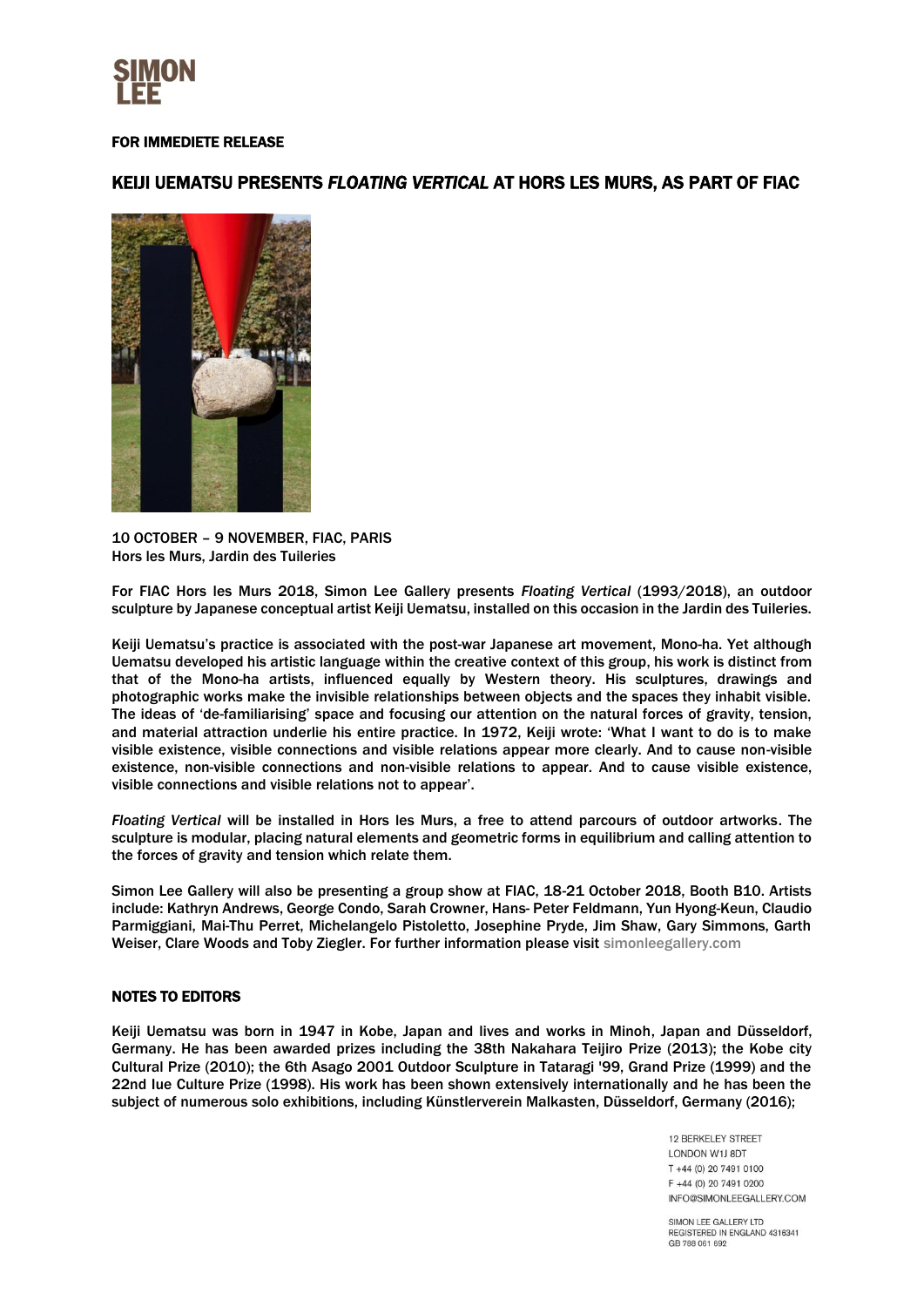SIMON LEE

**FOR IMMEDIETE RELEASE**

## KEIJI UEMATSU PRESENTS *FLOATING VERTICAL* AT HORS LES MURS, AS PART OF FIAC

**10 OCTOBER – 9 NOVEMBER, FIAC, PARIS**
**Hors les Murs, Jardin des Tuileries**

For FIAC Hors les Murs 2018, Simon Lee Gallery presents *Floating Vertical* (1993/2018), an outdoor sculpture by Japanese conceptual artist Keiji Uematsu, installed on this occasion in the Jardin des Tuileries.

Keiji Uematsu's practice is associated with the post-war Japanese art movement, Mono-ha. Yet although Uematsu developed his artistic language within the creative context of this group, his work is distinct from that of the Mono-ha artists, influenced equally by Western theory. His sculptures, drawings and photographic works make the invisible relationships between objects and the spaces they inhabit visible. The ideas of 'de-familiarising' space and focusing our attention on the natural forces of gravity, tension, and material attraction underlie his entire practice. In 1972, Keiji wrote: 'What I want to do is to make visible existence, visible connections and visible relations appear more clearly. And to cause non-visible existence, non-visible connections and non-visible relations to appear. And to cause visible existence, visible connections and visible relations not to appear'.

*Floating Vertical* will be installed in Hors les Murs, a free to attend parcours of outdoor artworks. The sculpture is modular, placing natural elements and geometric forms in equilibrium and calling attention to the forces of gravity and tension which relate them.

Simon Lee Gallery will also be presenting a group show at FIAC, 18-21 October 2018, Booth B10. Artists include: Kathryn Andrews, George Condo, Sarah Crowner, Hans- Peter Feldmann, Yun Hyong-Keun, Claudio Parmiggiani, Mai-Thu Perret, Michelangelo Pistoletto, Josephine Pryde, Jim Shaw, Gary Simmons, Garth Weiser, Clare Woods and Toby Ziegler. For further information please visit simonleegallery.com

### NOTES TO EDITORS

Keiji Uematsu was born in 1947 in Kobe, Japan and lives and works in Minoh, Japan and Düsseldorf, Germany. He has been awarded prizes including the 38th Nakahara Teijiro Prize (2013); the Kobe city Cultural Prize (2010); the 6th Asago 2001 Outdoor Sculpture in Tataragi '99, Grand Prize (1999) and the 22nd Iue Culture Prize (1998). His work has been shown extensively internationally and he has been the subject of numerous solo exhibitions, including Künstlerverein Malkasten, Düsseldorf, Germany (2016);

12 BERKELEY STREET
LONDON W1J 8DT
T +44 (0) 20 7491 0100
F +44 (0) 20 7491 0200
INFO@SIMONLEEGALLERY.COM

SIMON LEE GALLERY LTD
REGISTERED IN ENGLAND 4318341
GB 788 061 692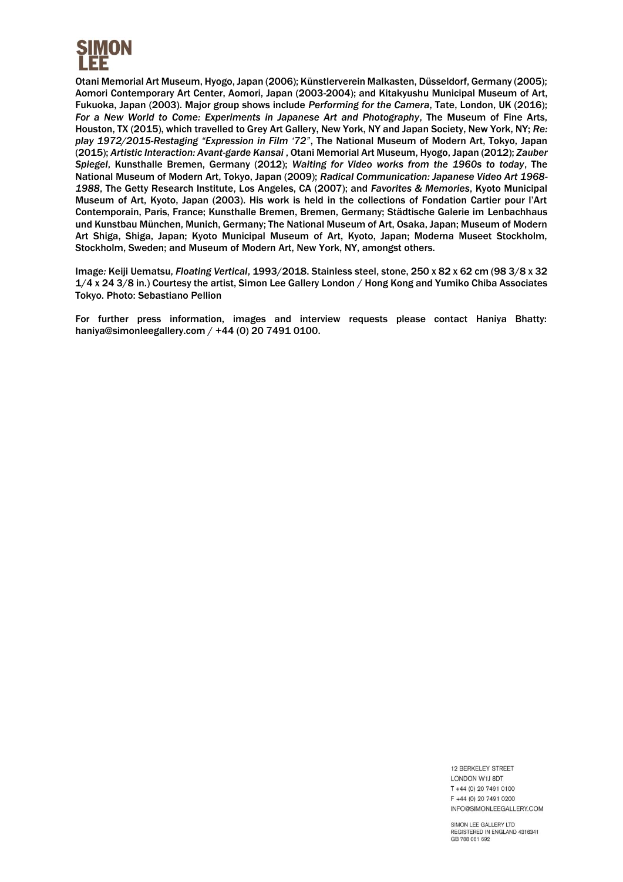Otani Memorial Art Museum, Hyogo, Japan (2006); Künstlerverein Malkasten, Düsseldorf, Germany (2005); Aomori Contemporary Art Center, Aomori, Japan (2003-2004); and Kitakyushu Municipal Museum of Art, Fukuoka, Japan (2003). Major group shows include *Performing for the Camera*, Tate, London, UK (2016); *For a New World to Come: Experiments in Japanese Art and Photography*, The Museum of Fine Arts, Houston, TX (2015), which travelled to Grey Art Gallery, New York, NY and Japan Society, New York, NY; *Re: play 1972/2015-Restaging "Expression in Film '72"*, The National Museum of Modern Art, Tokyo, Japan (2015); *Artistic Interaction: Avant-garde Kansai* , Otani Memorial Art Museum, Hyogo, Japan (2012); *Zauber Spiegel*, Kunsthalle Bremen, Germany (2012); *Waiting for Video works from the 1960s to today*, The National Museum of Modern Art, Tokyo, Japan (2009); *Radical Communication: Japanese Video Art 1968-1988*, The Getty Research Institute, Los Angeles, CA (2007); and *Favorites & Memories*, Kyoto Municipal Museum of Art, Kyoto, Japan (2003). His work is held in the collections of Fondation Cartier pour l'Art Contemporain, Paris, France; Kunsthalle Bremen, Bremen, Germany; Städtische Galerie im Lenbachhaus und Kunstbau München, Munich, Germany; The National Museum of Art, Osaka, Japan; Museum of Modern Art Shiga, Shiga, Japan; Kyoto Municipal Museum of Art, Kyoto, Japan; Moderna Museet Stockholm, Stockholm, Sweden; and Museum of Modern Art, New York, NY, amongst others.

Image: Keiji Uematsu, *Floating Vertical*, 1993/2018. Stainless steel, stone, 250 x 82 x 62 cm (98 3/8 x 32 1/4 x 24 3/8 in.) Courtesy the artist, Simon Lee Gallery London / Hong Kong and Yumiko Chiba Associates Tokyo. Photo: Sebastiano Pellion

For further press information, images and interview requests please contact Haniya Bhatty: haniya@simonleegallery.com / +44 (0) 20 7491 0100.